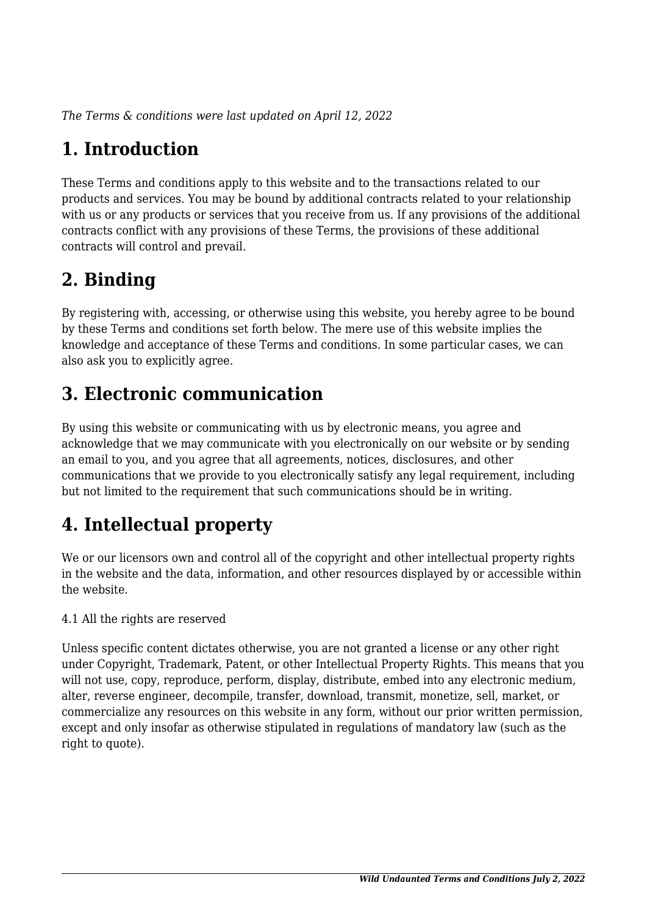*The Terms & conditions were last updated on April 12, 2022*

# 1. Introduction

These Terms and conditions apply to this website and to the transactions related to our products and services. You may be bound by additional contracts related to your relationship with us or any products or services that you receive from us. If any provisions of the additional contracts conflict with any provisions of these Terms, the provisions of these additional contracts will control and prevail.

# 2. Binding

By registering with, accessing, or otherwise using this website, you hereby agree to be bound by these Terms and conditions set forth below. The mere use of this website implies the knowledge and acceptance of these Terms and conditions. In some particular cases, we can also ask you to explicitly agree.

# 3. Electronic communication

By using this website or communicating with us by electronic means, you agree and acknowledge that we may communicate with you electronically on our website or by sending an email to you, and you agree that all agreements, notices, disclosures, and other communications that we provide to you electronically satisfy any legal requirement, including but not limited to the requirement that such communications should be in writing.

# 4. Intellectual property

We or our licensors own and control all of the copyright and other intellectual property rights in the website and the data, information, and other resources displayed by or accessible within the website.

4.1 All the rights are reserved

Unless specific content dictates otherwise, you are not granted a license or any other right under Copyright, Trademark, Patent, or other Intellectual Property Rights. This means that you will not use, copy, reproduce, perform, display, distribute, embed into any electronic medium, alter, reverse engineer, decompile, transfer, download, transmit, monetize, sell, market, or commercialize any resources on this website in any form, without our prior written permission, except and only insofar as otherwise stipulated in regulations of mandatory law (such as the right to quote).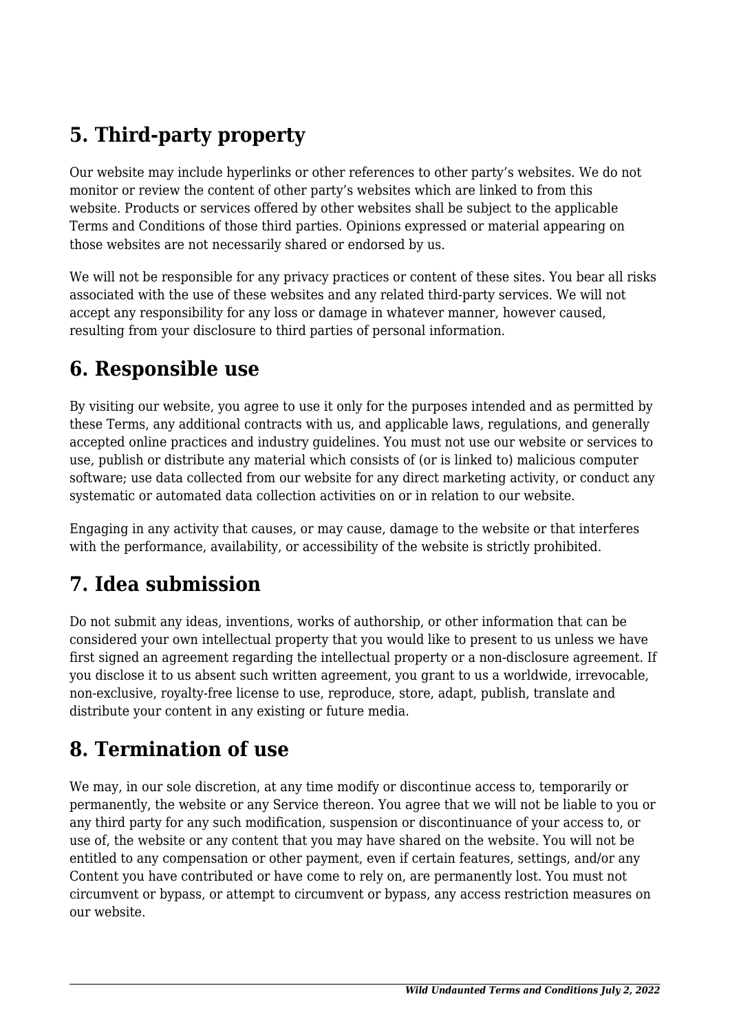## 5. Third-party property

Our website may include hyperlinks or other references to other party's websites. We do not monitor or review the content of other party's websites which are linked to from this website. Products or services offered by other websites shall be subject to the applicable Terms and Conditions of those third parties. Opinions expressed or material appearing on those websites are not necessarily shared or endorsed by us.

We will not be responsible for any privacy practices or content of these sites. You bear all risks associated with the use of these websites and any related third-party services. We will not accept any responsibility for any loss or damage in whatever manner, however caused, resulting from your disclosure to third parties of personal information.

## 6. Responsible use

By visiting our website, you agree to use it only for the purposes intended and as permitted by these Terms, any additional contracts with us, and applicable laws, regulations, and generally accepted online practices and industry guidelines. You must not use our website or services to use, publish or distribute any material which consists of (or is linked to) malicious computer software; use data collected from our website for any direct marketing activity, or conduct any systematic or automated data collection activities on or in relation to our website.

Engaging in any activity that causes, or may cause, damage to the website or that interferes with the performance, availability, or accessibility of the website is strictly prohibited.

## 7. Idea submission

Do not submit any ideas, inventions, works of authorship, or other information that can be considered your own intellectual property that you would like to present to us unless we have first signed an agreement regarding the intellectual property or a non-disclosure agreement. If you disclose it to us absent such written agreement, you grant to us a worldwide, irrevocable, non-exclusive, royalty-free license to use, reproduce, store, adapt, publish, translate and distribute your content in any existing or future media.

## 8. Termination of use

We may, in our sole discretion, at any time modify or discontinue access to, temporarily or permanently, the website or any Service thereon. You agree that we will not be liable to you or any third party for any such modification, suspension or discontinuance of your access to, or use of, the website or any content that you may have shared on the website. You will not be entitled to any compensation or other payment, even if certain features, settings, and/or any Content you have contributed or have come to rely on, are permanently lost. You must not circumvent or bypass, or attempt to circumvent or bypass, any access restriction measures on our website.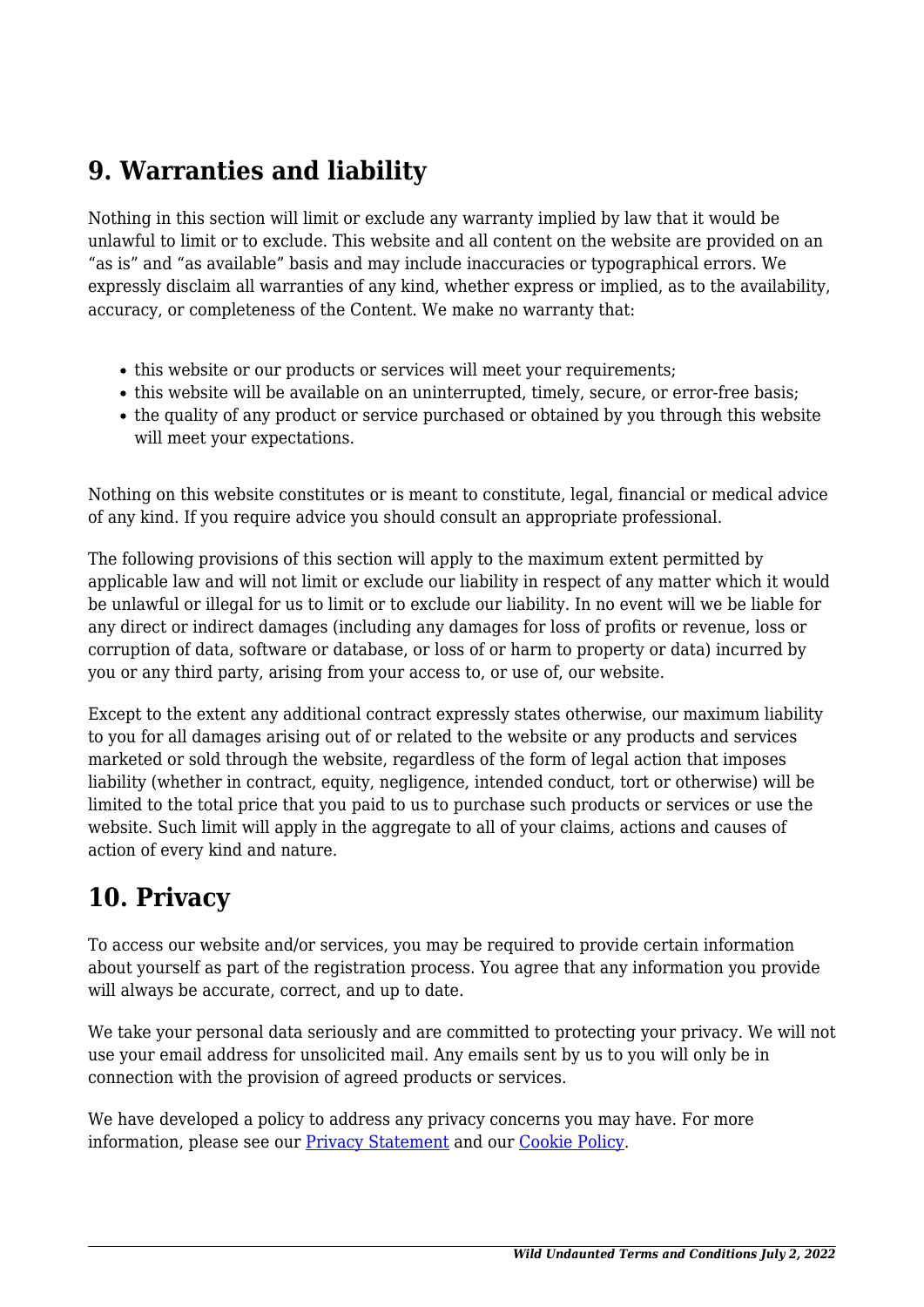## 9. Warranties and liability

Nothing in this section will limit or exclude any warranty implied by law that it would be unlawful to limit or to exclude. This website and all content on the website are provided on an "as is" and "as available" basis and may include inaccuracies or typographical errors. We expressly disclaim all warranties of any kind, whether express or implied, as to the availability, accuracy, or completeness of the Content. We make no warranty that:

- this website or our products or services will meet your requirements;
- this website will be available on an uninterrupted, timely, secure, or error-free basis;
- the quality of any product or service purchased or obtained by you through this website will meet your expectations.

Nothing on this website constitutes or is meant to constitute, legal, financial or medical advice of any kind. If you require advice you should consult an appropriate professional.

The following provisions of this section will apply to the maximum extent permitted by applicable law and will not limit or exclude our liability in respect of any matter which it would be unlawful or illegal for us to limit or to exclude our liability. In no event will we be liable for any direct or indirect damages (including any damages for loss of profits or revenue, loss or corruption of data, software or database, or loss of or harm to property or data) incurred by you or any third party, arising from your access to, or use of, our website.

Except to the extent any additional contract expressly states otherwise, our maximum liability to you for all damages arising out of or related to the website or any products and services marketed or sold through the website, regardless of the form of legal action that imposes liability (whether in contract, equity, negligence, intended conduct, tort or otherwise) will be limited to the total price that you paid to us to purchase such products or services or use the website. Such limit will apply in the aggregate to all of your claims, actions and causes of action of every kind and nature.

## 10. Privacy

To access our website and/or services, you may be required to provide certain information about yourself as part of the registration process. You agree that any information you provide will always be accurate, correct, and up to date.

We take your personal data seriously and are committed to protecting your privacy. We will not use your email address for unsolicited mail. Any emails sent by us to you will only be in connection with the provision of agreed products or services.

We have developed a policy to address any privacy concerns you may have. For more information, please see our [Privacy Statement] and our [Cookie Policy].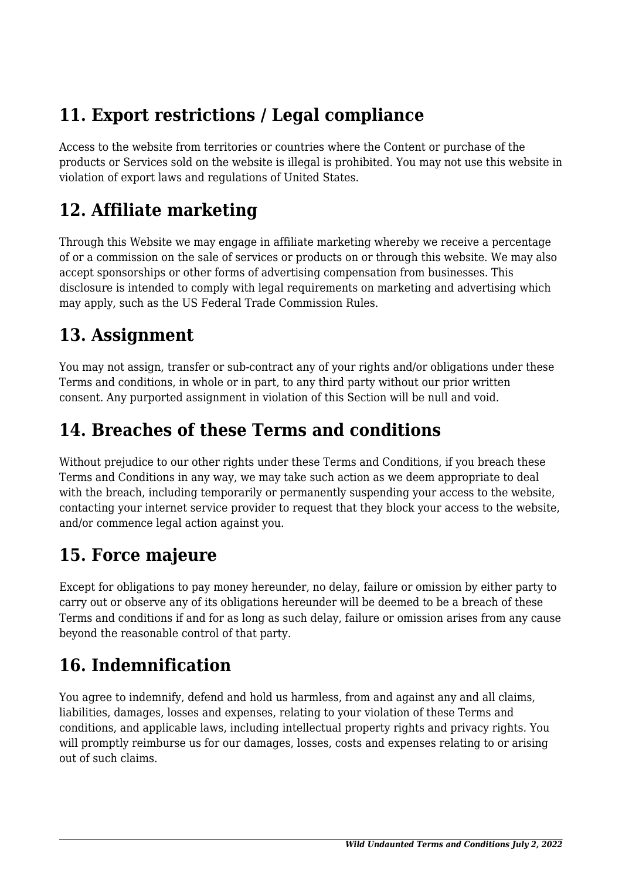## 11. Export restrictions / Legal compliance

Access to the website from territories or countries where the Content or purchase of the products or Services sold on the website is illegal is prohibited. You may not use this website in violation of export laws and regulations of United States.

## 12. Affiliate marketing

Through this Website we may engage in affiliate marketing whereby we receive a percentage of or a commission on the sale of services or products on or through this website. We may also accept sponsorships or other forms of advertising compensation from businesses. This disclosure is intended to comply with legal requirements on marketing and advertising which may apply, such as the US Federal Trade Commission Rules.

## 13. Assignment

You may not assign, transfer or sub-contract any of your rights and/or obligations under these Terms and conditions, in whole or in part, to any third party without our prior written consent. Any purported assignment in violation of this Section will be null and void.

## 14. Breaches of these Terms and conditions

Without prejudice to our other rights under these Terms and Conditions, if you breach these Terms and Conditions in any way, we may take such action as we deem appropriate to deal with the breach, including temporarily or permanently suspending your access to the website, contacting your internet service provider to request that they block your access to the website, and/or commence legal action against you.

## 15. Force majeure

Except for obligations to pay money hereunder, no delay, failure or omission by either party to carry out or observe any of its obligations hereunder will be deemed to be a breach of these Terms and conditions if and for as long as such delay, failure or omission arises from any cause beyond the reasonable control of that party.

## 16. Indemnification

You agree to indemnify, defend and hold us harmless, from and against any and all claims, liabilities, damages, losses and expenses, relating to your violation of these Terms and conditions, and applicable laws, including intellectual property rights and privacy rights. You will promptly reimburse us for our damages, losses, costs and expenses relating to or arising out of such claims.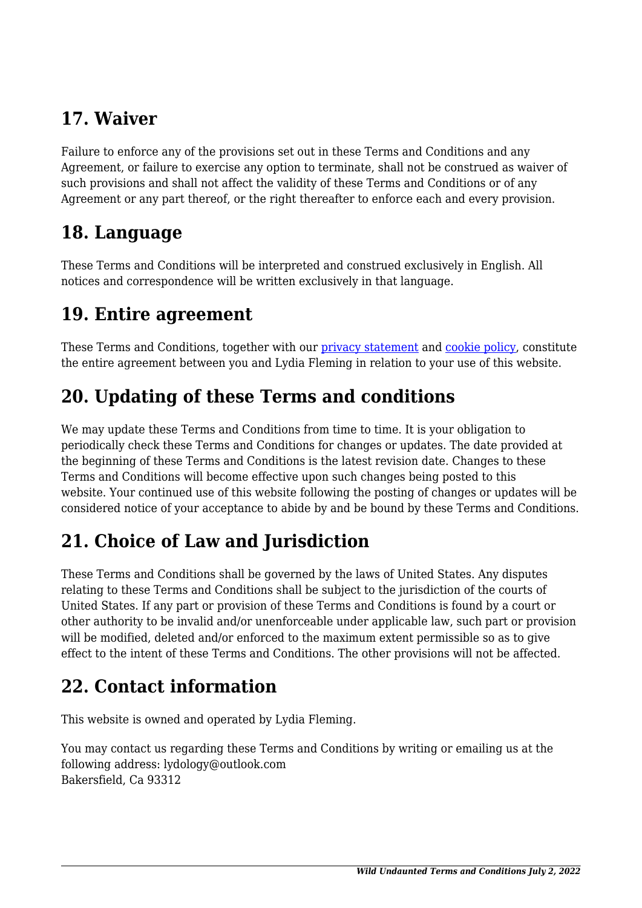## 17. Waiver

Failure to enforce any of the provisions set out in these Terms and Conditions and any Agreement, or failure to exercise any option to terminate, shall not be construed as waiver of such provisions and shall not affect the validity of these Terms and Conditions or of any Agreement or any part thereof, or the right thereafter to enforce each and every provision.

## 18. Language

These Terms and Conditions will be interpreted and construed exclusively in English. All notices and correspondence will be written exclusively in that language.

## 19. Entire agreement

These Terms and Conditions, together with our privacy statement and cookie policy, constitute the entire agreement between you and Lydia Fleming in relation to your use of this website.

## 20. Updating of these Terms and conditions

We may update these Terms and Conditions from time to time. It is your obligation to periodically check these Terms and Conditions for changes or updates. The date provided at the beginning of these Terms and Conditions is the latest revision date. Changes to these Terms and Conditions will become effective upon such changes being posted to this website. Your continued use of this website following the posting of changes or updates will be considered notice of your acceptance to abide by and be bound by these Terms and Conditions.

## 21. Choice of Law and Jurisdiction

These Terms and Conditions shall be governed by the laws of United States. Any disputes relating to these Terms and Conditions shall be subject to the jurisdiction of the courts of United States. If any part or provision of these Terms and Conditions is found by a court or other authority to be invalid and/or unenforceable under applicable law, such part or provision will be modified, deleted and/or enforced to the maximum extent permissible so as to give effect to the intent of these Terms and Conditions. The other provisions will not be affected.

## 22. Contact information

This website is owned and operated by Lydia Fleming.

You may contact us regarding these Terms and Conditions by writing or emailing us at the following address: lydology@outlook.com
Bakersfield, Ca 93312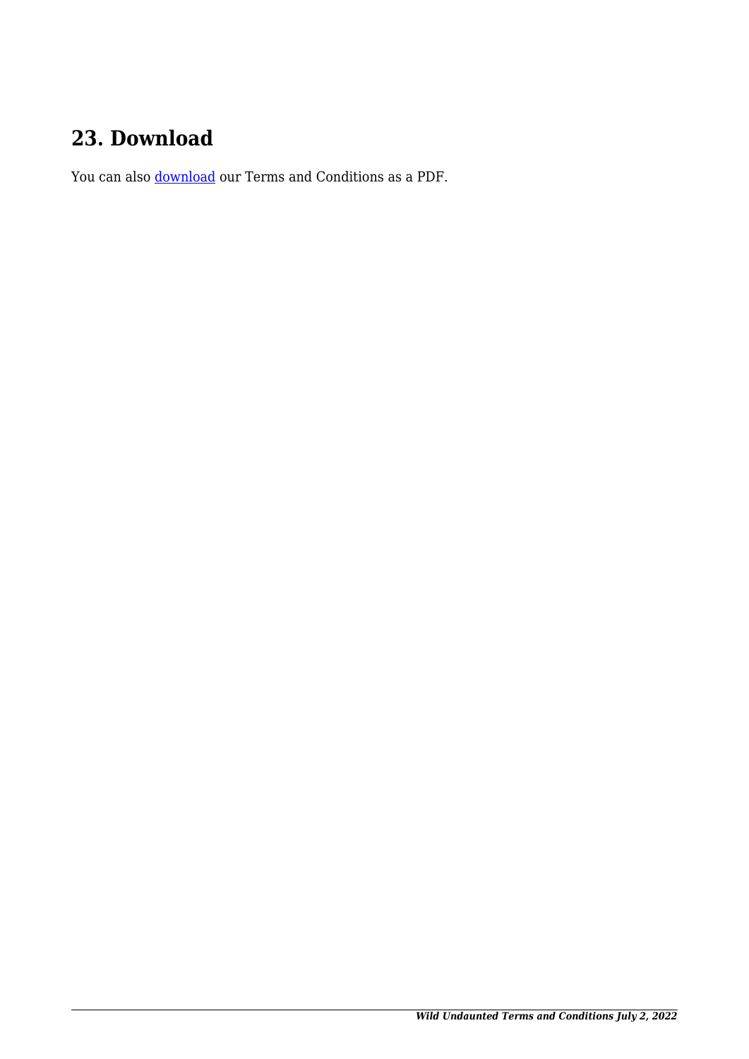## 23. Download

You can also download our Terms and Conditions as a PDF.